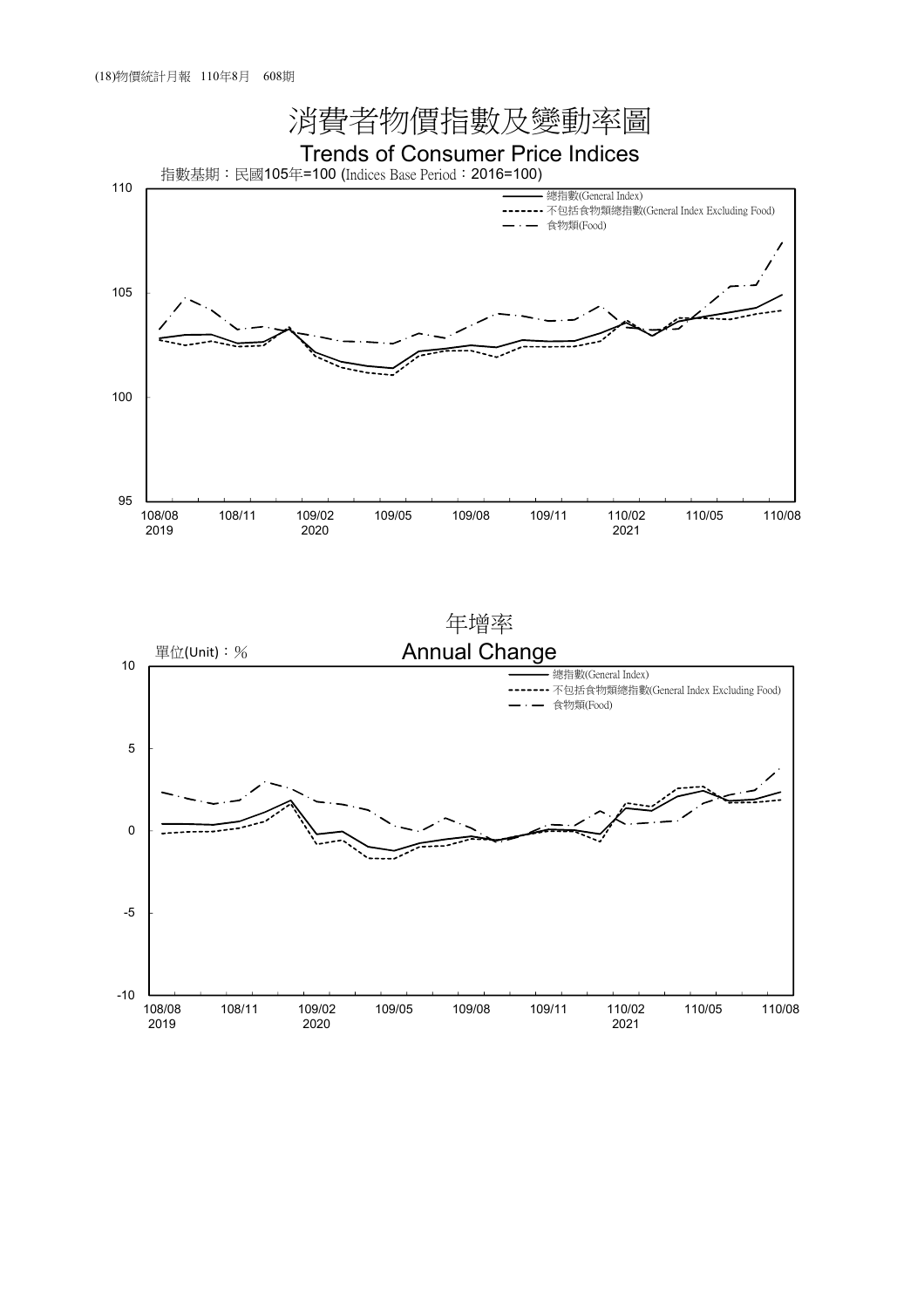# 消費者物價指數及變動率圖

## Trends of Consumer Price Indices

指數基期：民國105年=100 (Indices Base Period：2016=100)

110
105
100
95

總指數(General Index)
不包括食物類總指數(General Index Excluding Food)
食物類(Food)

108/08
2019
108/11
109/02
2020
109/05
109/08
109/11
110/02
2021
110/05
110/08

## 年增率

## Annual Change

單位(Unit)：%

10
5
0
-5
-10

總指數(General Index)
不包括食物類總指數(General Index Excluding Food)
食物類(Food)

108/08
2019
108/11
109/02
2020
109/05
109/08
109/11
110/02
2021
110/05
110/08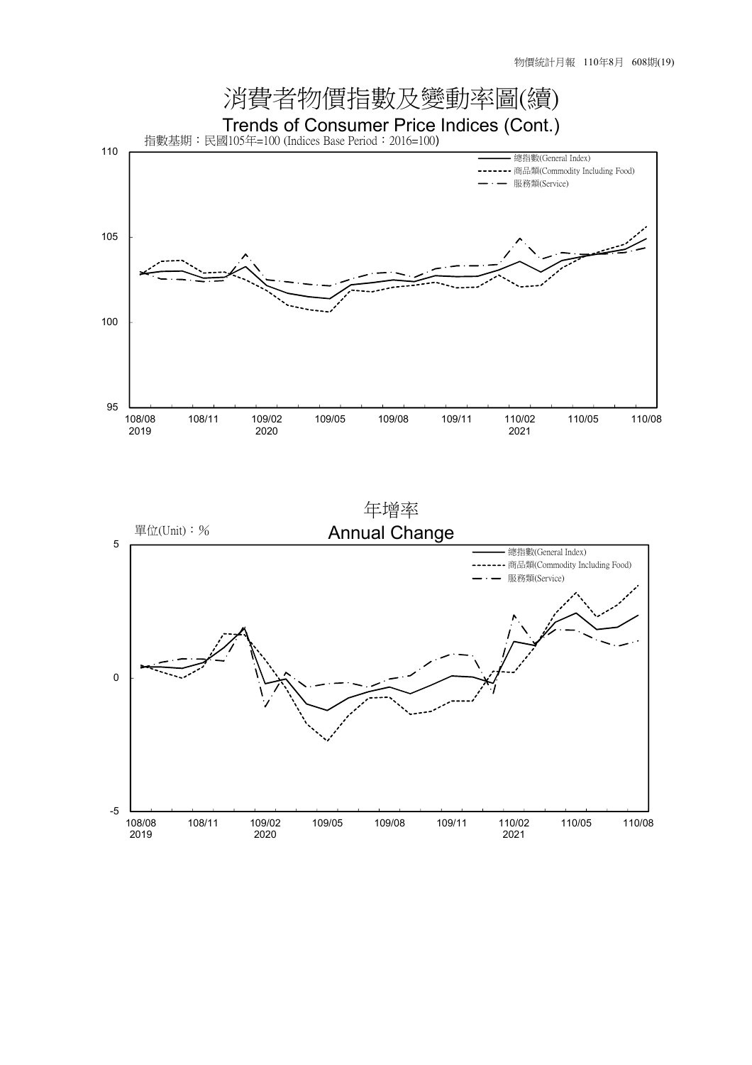# 消費者物價指數及變動率圖(續)

## Trends of Consumer Price Indices (Cont.)

指數基期：民國105年=100 (Indices Base Period：2016=100)

110
105
100
95

總指數(General Index)
商品類(Commodity Including Food)
服務類(Service)

108/08 2019 | 108/11 | 109/02 2020 | 109/05 | 109/08 | 109/11 | 110/02 2021 | 110/05 | 110/08

## 年增率

## Annual Change

單位(Unit)：%

5
0
-5

總指數(General Index)
商品類(Commodity Including Food)
服務類(Service)

108/08 2019 | 108/11 | 109/02 2020 | 109/05 | 109/08 | 109/11 | 110/02 2021 | 110/05 | 110/08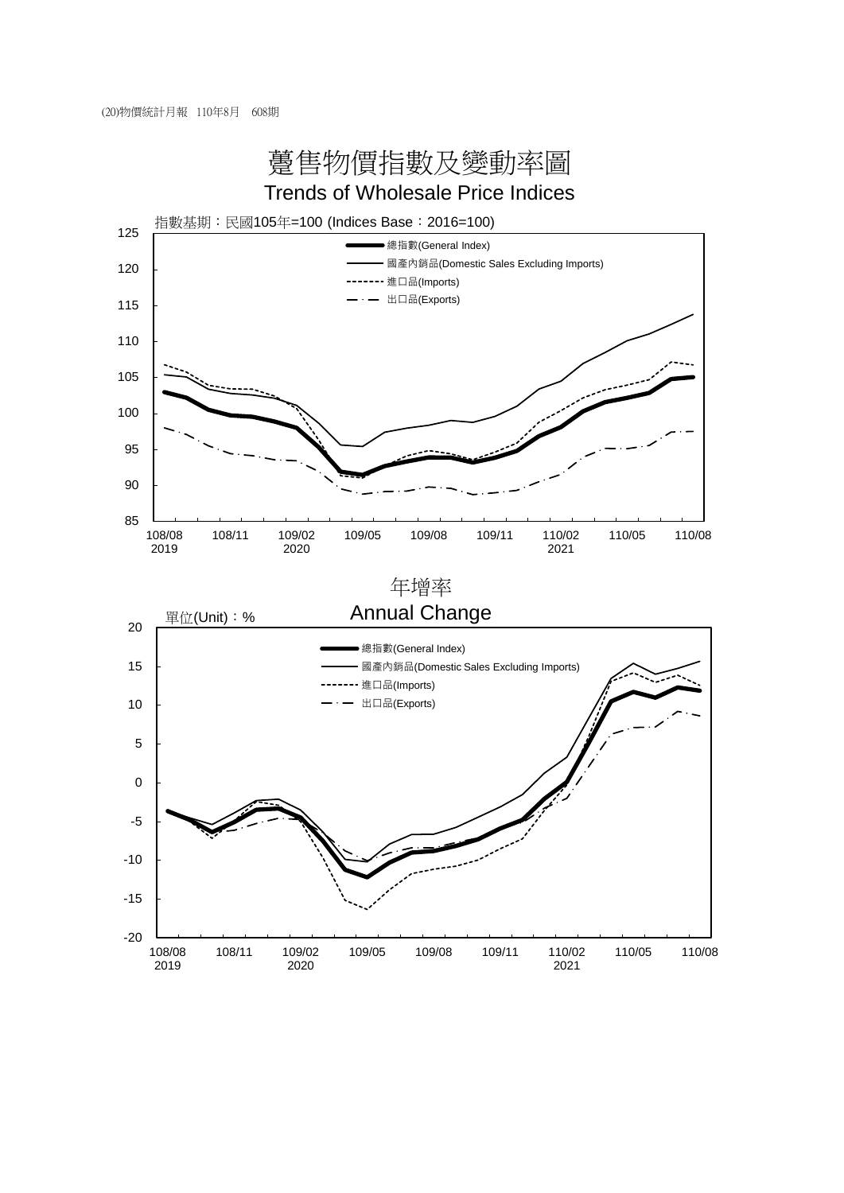# 躉售物價指數及變動率圖

## Trends of Wholesale Price Indices

指數基期：民國105年=100 (Indices Base：2016=100)

125
120
115
110
105
100
95
90
85

總指數(General Index)
國產內銷品(Domestic Sales Excluding Imports)
進口品(Imports)
出口品(Exports)

108/08 2019
108/11
109/02 2020
109/05
109/08
109/11
110/02 2021
110/05
110/08

## 年增率

## Annual Change

單位(Unit)：%

20
15
10
5
0
-5
-10
-15
-20

總指數(General Index)
國產內銷品(Domestic Sales Excluding Imports)
進口品(Imports)
出口品(Exports)

108/08 2019
108/11
109/02 2020
109/05
109/08
109/11
110/02 2021
110/05
110/08